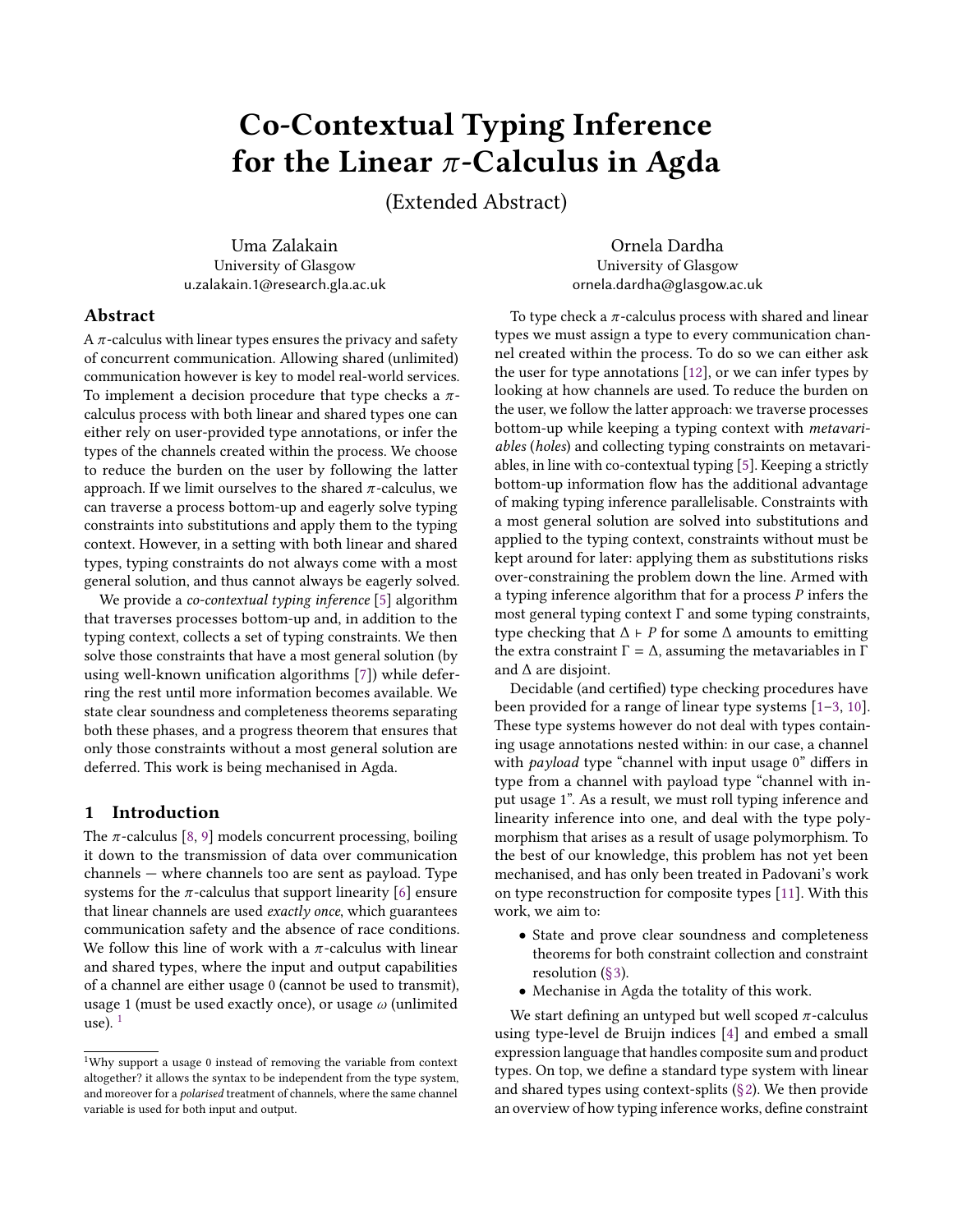# Co-Contextual Typing Inference for the Linear $\pi$-Calculus in Agda

(Extended Abstract)

Uma Zalakain
University of Glasgow
u.zalakain.1@research.gla.ac.uk

Ornela Dardha
University of Glasgow
ornela.dardha@glasgow.ac.uk

## Abstract

A $\pi$-calculus with linear types ensures the privacy and safety of concurrent communication. Allowing shared (unlimited) communication however is key to model real-world services. To implement a decision procedure that type checks a $\pi$-calculus process with both linear and shared types one can either rely on user-provided type annotations, or infer the types of the channels created within the process. We choose to reduce the burden on the user by following the latter approach. If we limit ourselves to the shared $\pi$-calculus, we can traverse a process bottom-up and eagerly solve typing constraints into substitutions and apply them to the typing context. However, in a setting with both linear and shared types, typing constraints do not always come with a most general solution, and thus cannot always be eagerly solved.

We provide a *co-contextual typing inference* [5] algorithm that traverses processes bottom-up and, in addition to the typing context, collects a set of typing constraints. We then solve those constraints that have a most general solution (by using well-known unification algorithms [7]) while deferring the rest until more information becomes available. We state clear soundness and completeness theorems separating both these phases, and a progress theorem that ensures that only those constraints without a most general solution are deferred. This work is being mechanised in Agda.

## 1 Introduction

The $\pi$-calculus [8, 9] models concurrent processing, boiling it down to the transmission of data over communication channels — where channels too are sent as payload. Type systems for the $\pi$-calculus that support linearity [6] ensure that linear channels are used *exactly once*, which guarantees communication safety and the absence of race conditions. We follow this line of work with a $\pi$-calculus with linear and shared types, where the input and output capabilities of a channel are either usage 0 (cannot be used to transmit), usage 1 (must be used exactly once), or usage $\omega$ (unlimited use). [1]

To type check a $\pi$-calculus process with shared and linear types we must assign a type to every communication channel created within the process. To do so we can either ask the user for type annotations [12], or we can infer types by looking at how channels are used. To reduce the burden on the user, we follow the latter approach: we traverse processes bottom-up while keeping a typing context with *metavariables* (*holes*) and collecting typing constraints on metavariables, in line with co-contextual typing [5]. Keeping a strictly bottom-up information flow has the additional advantage of making typing inference parallelisable. Constraints with a most general solution are solved into substitutions and applied to the typing context, constraints without must be kept around for later: applying them as substitutions risks over-constraining the problem down the line. Armed with a typing inference algorithm that for a process $P$ infers the most general typing context $\Gamma$ and some typing constraints, type checking that $\Delta \vdash P$ for some $\Delta$ amounts to emitting the extra constraint $\Gamma = \Delta$, assuming the metavariables in $\Gamma$ and $\Delta$ are disjoint.

Decidable (and certified) type checking procedures have been provided for a range of linear type systems [1–3, 10]. These type systems however do not deal with types containing usage annotations nested within: in our case, a channel with *payload* type "channel with input usage 0" differs in type from a channel with payload type "channel with input usage 1". As a result, we must roll typing inference and linearity inference into one, and deal with the type polymorphism that arises as a result of usage polymorphism. To the best of our knowledge, this problem has not yet been mechanised, and has only been treated in Padovani's work on type reconstruction for composite types [11]. With this work, we aim to:

- State and prove clear soundness and completeness theorems for both constraint collection and constraint resolution (§3).
- Mechanise in Agda the totality of this work.

We start defining an untyped but well scoped $\pi$-calculus using type-level de Bruijn indices [4] and embed a small expression language that handles composite sum and product types. On top, we define a standard type system with linear and shared types using context-splits (§2). We then provide an overview of how typing inference works, define constraint

[1] Why support a usage 0 instead of removing the variable from context altogether? it allows the syntax to be independent from the type system, and moreover for a *polarised* treatment of channels, where the same channel variable is used for both input and output.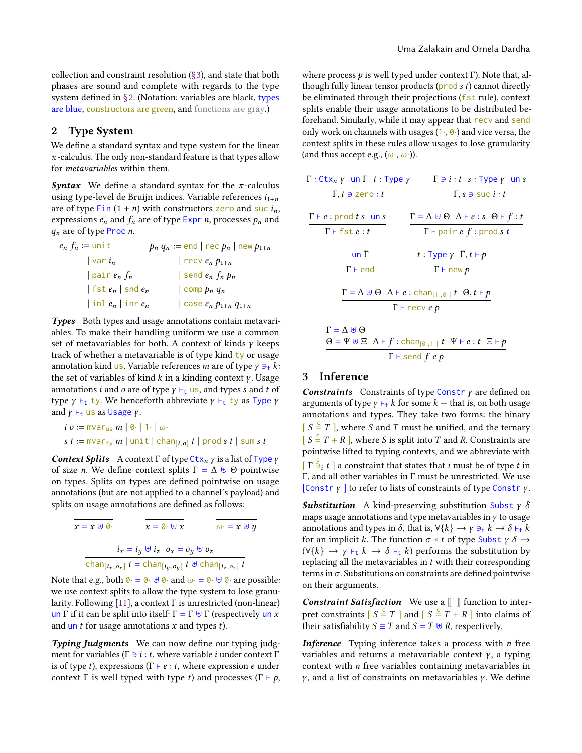collection and constraint resolution (§3), and state that both phases are sound and complete with regards to the type system defined in §2. (Notation: variables are black, types are blue, constructors are green, and functions are gray.)

## 2 Type System

We define a standard syntax and type system for the linear $\pi$-calculus. The only non-standard feature is that types allow for *metavariables* within them.

***Syntax*** We define a standard syntax for the $\pi$-calculus using type-level de Bruijn indices. Variable references $i_{1+n}$ are of type $\mathtt{Fin}\ (1+n)$ with constructors $\mathtt{zero}$ and $\mathtt{suc}\ i_n$, expressions $e_n$ and $f_n$ are of type $\mathtt{Expr}\ n$, processes $p_n$ and $q_n$ are of type $\mathtt{Proc}\ n$.

$$
\begin{aligned}
e_n\ f_n &:= \mathtt{unit} & p_n\ q_n &:= \mathtt{end} \mid \mathtt{rec}\ p_n \mid \mathtt{new}\ p_{1+n} \\
&\mid \mathtt{var}\ i_n & &\mid \mathtt{recv}\ e_n\ p_{1+n} \\
&\mid \mathtt{pair}\ e_n\ f_n & &\mid \mathtt{send}\ e_n\ f_n\ p_n \\
&\mid \mathtt{fst}\ e_n \mid \mathtt{snd}\ e_n & &\mid \mathtt{comp}\ p_n\ q_n \\
&\mid \mathtt{inl}\ e_n \mid \mathtt{inr}\ e_n & &\mid \mathtt{case}\ e_n\ p_{1+n}\ q_{1+n}
\end{aligned}
$$

***Types*** Both types and usage annotations contain metavariables. To make their handling uniform we use a common set of metavariables for both. A context of kinds $\gamma$ keeps track of whether a metavariable is of type kind $\mathtt{ty}$ or usage annotation kind $\mathtt{us}$. Variable references $m$ are of type $\gamma \ni_t k$: the set of variables of kind $k$ in a kinding context $\gamma$. Usage annotations $i$ and $o$ are of type $\gamma \vdash_t \mathtt{us}$, and types $s$ and $t$ of type $\gamma \vdash_t \mathtt{ty}$. We henceforth abbreviate $\gamma \vdash_t \mathtt{ty}$ as $\mathtt{Type}\ \gamma$ and $\gamma \vdash_t \mathtt{us}$ as $\mathtt{Usage}\ \gamma$.

$$
\begin{aligned}
i\ o &:= \mathtt{mvar_{us}}\ m \mid 0\cdot \mid 1\cdot \mid \omega\cdot \\
s\ t &:= \mathtt{mvar_{ty}}\ m \mid \mathtt{unit} \mid \mathtt{chan}_{[i,o]}\ t \mid \mathtt{prod}\ s\ t \mid \mathtt{sum}\ s\ t
\end{aligned}
$$

***Context Splits*** A context $\Gamma$ of type $\mathtt{Ctx}_n\ \gamma$ is a list of $\mathtt{Type}\ \gamma$ of size $n$. We define context splits $\Gamma = \Delta \uplus \Theta$ pointwise on types. Splits on types are defined pointwise on usage annotations (but are not applied to a channel's payload) and splits on usage annotations are defined as follows:

$$
\frac{}{x = x \uplus 0\cdot} \qquad \frac{}{x = 0\cdot \uplus x} \qquad \frac{}{\omega\cdot = x \uplus y}
$$

$$
\frac{i_x = i_y \uplus i_z \quad o_x = o_y \uplus o_z}{\mathtt{chan}_{[i_x,o_x]}\ t = \mathtt{chan}_{[i_y,o_y]}\ t \uplus \mathtt{chan}_{[i_z,o_z]}\ t}
$$

Note that e.g., both $0\cdot = 0\cdot \uplus 0\cdot$ and $\omega\cdot = 0\cdot \uplus 0\cdot$ are possible: we use context splits to allow the type system to lose granularity. Following [11], a context $\Gamma$ is unrestricted (non-linear) $\mathtt{un}\ \Gamma$ if it can be split into itself: $\Gamma = \Gamma \uplus \Gamma$ (respectively $\mathtt{un}\ x$ and $\mathtt{un}\ t$ for usage annotations $x$ and types $t$).

***Typing Judgments*** We can now define our typing judgment for variables ($\Gamma \ni i : t$, where variable $i$ under context $\Gamma$ is of type $t$), expressions ($\Gamma \vdash e : t$, where expression $e$ under context $\Gamma$ is well typed with type $t$) and processes ($\Gamma \vdash p$, where process $p$ is well typed under context $\Gamma$). Note that, although fully linear tensor products ($\mathtt{prod}\ s\ t$) cannot directly be eliminated through their projections ($\mathtt{fst}$ rule), context splits enable their usage annotations to be distributed beforehand. Similarly, while it may appear that $\mathtt{recv}$ and $\mathtt{send}$ only work on channels with usages $(1\cdot, 0\cdot)$ and vice versa, the context splits in these rules allow usages to lose granularity (and thus accept e.g., $(\omega\cdot, \omega\cdot)$).

$$
\frac{\Gamma : \mathtt{Ctx}_n\ \gamma \quad \mathtt{un}\ \Gamma \quad t : \mathtt{Type}\ \gamma}{\Gamma, t \ni \mathtt{zero} : t} \qquad \frac{\Gamma \ni i : t \quad s : \mathtt{Type}\ \gamma \quad \mathtt{un}\ s}{\Gamma, s \ni \mathtt{suc}\ i : t}
$$

$$
\frac{\Gamma \vdash e : \mathtt{prod}\ t\ s \quad \mathtt{un}\ s}{\Gamma \vdash \mathtt{fst}\ e : t} \qquad \frac{\Gamma = \Delta \uplus \Theta \quad \Delta \vdash e : s \quad \Theta \vdash f : t}{\Gamma \vdash \mathtt{pair}\ e\ f : \mathtt{prod}\ s\ t}
$$

$$
\frac{\mathtt{un}\ \Gamma}{\Gamma \vdash \mathtt{end}} \qquad \frac{t : \mathtt{Type}\ \gamma \quad \Gamma, t \vdash p}{\Gamma \vdash \mathtt{new}\ p}
$$

$$
\frac{\Gamma = \Delta \uplus \Theta \quad \Delta \vdash e : \mathtt{chan}_{[1\cdot,0\cdot]}\ t \quad \Theta, t \vdash p}{\Gamma \vdash \mathtt{recv}\ e\ p}
$$

$$
\frac{\begin{array}{l}\Gamma = \Delta \uplus \Theta \\ \Theta = \Psi \uplus \Xi \quad \Delta \vdash f : \mathtt{chan}_{[0\cdot,1\cdot]}\ t \quad \Psi \vdash e : t \quad \Xi \vdash p\end{array}}{\Gamma \vdash \mathtt{send}\ f\ e\ p}
$$

## 3 Inference

***Constraints*** Constraints of type $\mathtt{Constr}\ \gamma$ are defined on arguments of type $\gamma \vdash_t k$ for some $k$ — that is, on both usage annotations and types. They take two forms: the binary $[\ S \overset{c}{=} T\ ]$, where $S$ and $T$ must be unified, and the ternary $[\ S \overset{c}{=} T + R\ ]$, where $S$ is split into $T$ and $R$. Constraints are pointwise lifted to typing contexts, and we abbreviate with $[\ \Gamma \overset{c}{\ni}_i t\ ]$ a constraint that states that $i$ must be of type $t$ in $\Gamma$, and all other variables in $\Gamma$ must be unrestricted. We use $[\mathtt{Constr}\ \gamma\ ]$ to refer to lists of constraints of type $\mathtt{Constr}\ \gamma$.

***Substitution*** A kind-preserving substitution $\mathtt{Subst}\ \gamma\ \delta$ maps usage annotations and type metavariables in $\gamma$ to usage annotations and types in $\delta$, that is, $\forall\{k\} \to \gamma \ni_t k \to \delta \vdash_t k$ for an implicit $k$. The function $\sigma \triangleleft t$ of type $\mathtt{Subst}\ \gamma\ \delta \to (\forall\{k\} \to \gamma \vdash_t k \to \delta \vdash_t k)$ performs the substitution by replacing all the metavariables in $t$ with their corresponding terms in $\sigma$. Substitutions on constraints are defined pointwise on their arguments.

***Constraint Satisfaction*** We use a $[\![\_]\!]$ function to interpret constraints $[\ S \overset{c}{=} T\ ]$ and $[\ S \overset{c}{=} T + R\ ]$ into claims of their satisfiability $S \equiv T$ and $S = T \uplus R$, respectively.

***Inference*** Typing inference takes a process with $n$ free variables and returns a metavariable context $\gamma$, a typing context with $n$ free variables containing metavariables in $\gamma$, and a list of constraints on metavariables $\gamma$. We define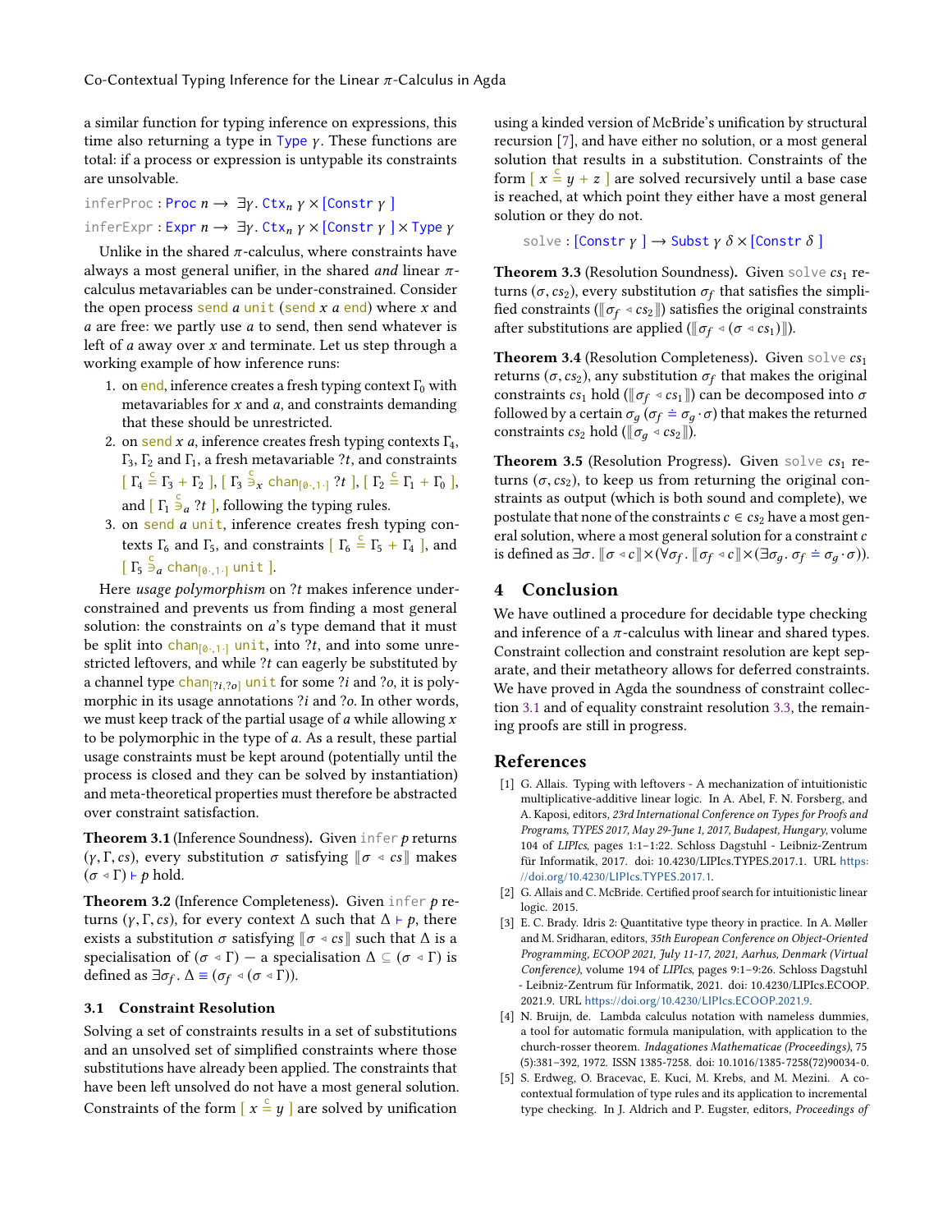a similar function for typing inference on expressions, this time also returning a type in $\texttt{Type}\ \gamma$. These functions are total: if a process or expression is untypable its constraints are unsolvable.

$$\texttt{inferProc} : \texttt{Proc}\ n \to \exists\gamma.\ \texttt{Ctx}_n\ \gamma \times [\texttt{Constr}\ \gamma\ ]$$

$$\texttt{inferExpr} : \texttt{Expr}\ n \to \exists\gamma.\ \texttt{Ctx}_n\ \gamma \times [\texttt{Constr}\ \gamma\ ] \times \texttt{Type}\ \gamma$$

Unlike in the shared $\pi$-calculus, where constraints have always a most general unifier, in the shared *and* linear $\pi$-calculus metavariables can be under-constrained. Consider the open process send $a$ unit (send $x$ $a$ end) where $x$ and $a$ are free: we partly use $a$ to send, then send whatever is left of $a$ away over $x$ and terminate. Let us step through a working example of how inference runs:

1. on end, inference creates a fresh typing context $\Gamma_0$ with metavariables for $x$ and $a$, and constraints demanding that these should be unrestricted.
2. on send $x$ $a$, inference creates fresh typing contexts $\Gamma_4$, $\Gamma_3$, $\Gamma_2$ and $\Gamma_1$, a fresh metavariable $?t$, and constraints $[\ \Gamma_4 \overset{c}{=} \Gamma_3 + \Gamma_2\ ]$, $[\ \Gamma_3 \overset{c}{\ni}_x \mathsf{chan}_{[0\cdot,1\cdot]}\ ?t\ ]$, $[\ \Gamma_2 \overset{c}{=} \Gamma_1 + \Gamma_0\ ]$, and $[\ \Gamma_1 \overset{c}{\ni}_a\ ?t\ ]$, following the typing rules.
3. on send $a$ unit, inference creates fresh typing contexts $\Gamma_6$ and $\Gamma_5$, and constraints $[\ \Gamma_6 \overset{c}{=} \Gamma_5 + \Gamma_4\ ]$, and $[\ \Gamma_5 \overset{c}{\ni}_a \mathsf{chan}_{[0\cdot,1\cdot]}\ \mathsf{unit}\ ]$.

Here *usage polymorphism* on $?t$ makes inference under-constrained and prevents us from finding a most general solution: the constraints on $a$'s type demand that it must be split into $\mathsf{chan}_{[0\cdot,1\cdot]}\ \mathsf{unit}$, into $?t$, and into some unrestricted leftovers, and while $?t$ can eagerly be substituted by a channel type $\mathsf{chan}_{[?i,?o]}\ \mathsf{unit}$ for some $?i$ and $?o$, it is polymorphic in its usage annotations $?i$ and $?o$. In other words, we must keep track of the partial usage of $a$ while allowing $x$ to be polymorphic in the type of $a$. As a result, these partial usage constraints must be kept around (potentially until the process is closed and they can be solved by instantiation) and meta-theoretical properties must therefore be abstracted over constraint satisfaction.

**Theorem 3.1** (Inference Soundness). Given infer $p$ returns $(\gamma, \Gamma, cs)$, every substitution $\sigma$ satisfying $[\![\sigma \triangleleft cs]\!]$ makes $(\sigma \triangleleft \Gamma) \vdash p$ hold.

**Theorem 3.2** (Inference Completeness). Given infer $p$ returns $(\gamma, \Gamma, cs)$, for every context $\Delta$ such that $\Delta \vdash p$, there exists a substitution $\sigma$ satisfying $[\![\sigma \triangleleft cs]\!]$ such that $\Delta$ is a specialisation of $(\sigma \triangleleft \Gamma)$ — a specialisation $\Delta \subseteq (\sigma \triangleleft \Gamma)$ is defined as $\exists\sigma_f.\ \Delta \equiv (\sigma_f \triangleleft (\sigma \triangleleft \Gamma))$.

### 3.1 Constraint Resolution

Solving a set of constraints results in a set of substitutions and an unsolved set of simplified constraints where those substitutions have already been applied. The constraints that have been left unsolved do not have a most general solution. Constraints of the form $[\ x \overset{c}{=} y\ ]$ are solved by unification using a kinded version of McBride's unification by structural recursion [7], and have either no solution, or a most general solution that results in a substitution. Constraints of the form $[\ x \overset{c}{=} y + z\ ]$ are solved recursively until a base case is reached, at which point they either have a most general solution or they do not.

$$\texttt{solve} : [\texttt{Constr}\ \gamma\ ] \to \texttt{Subst}\ \gamma\ \delta \times [\texttt{Constr}\ \delta\ ]$$

**Theorem 3.3** (Resolution Soundness). Given solve $cs_1$ returns $(\sigma, cs_2)$, every substitution $\sigma_f$ that satisfies the simplified constraints ($[\![\sigma_f \triangleleft cs_2]\!]$) satisfies the original constraints after substitutions are applied ($[\![\sigma_f \triangleleft (\sigma \triangleleft cs_1)]\!]$).

**Theorem 3.4** (Resolution Completeness). Given solve $cs_1$ returns $(\sigma, cs_2)$, any substitution $\sigma_f$ that makes the original constraints $cs_1$ hold ($[\![\sigma_f \triangleleft cs_1]\!]$) can be decomposed into $\sigma$ followed by a certain $\sigma_g$ ($\sigma_f \doteq \sigma_g \cdot \sigma$) that makes the returned constraints $cs_2$ hold ($[\![\sigma_g \triangleleft cs_2]\!]$).

**Theorem 3.5** (Resolution Progress). Given solve $cs_1$ returns $(\sigma, cs_2)$, to keep us from returning the original constraints as output (which is both sound and complete), we postulate that none of the constraints $c \in cs_2$ have a most general solution, where a most general solution for a constraint $c$ is defined as $\exists\sigma.\ [\![\sigma \triangleleft c]\!] \times (\forall\sigma_f.\ [\![\sigma_f \triangleleft c]\!] \times (\exists\sigma_g.\ \sigma_f \doteq \sigma_g \cdot \sigma))$.

## 4 Conclusion

We have outlined a procedure for decidable type checking and inference of a $\pi$-calculus with linear and shared types. Constraint collection and constraint resolution are kept separate, and their metatheory allows for deferred constraints. We have proved in Agda the soundness of constraint collection 3.1 and of equality constraint resolution 3.3, the remaining proofs are still in progress.

## References

[1] G. Allais. Typing with leftovers - A mechanization of intuitionistic multiplicative-additive linear logic. In A. Abel, F. N. Forsberg, and A. Kaposi, editors, *23rd International Conference on Types for Proofs and Programs, TYPES 2017, May 29-June 1, 2017, Budapest, Hungary*, volume 104 of *LIPIcs*, pages 1:1–1:22. Schloss Dagstuhl - Leibniz-Zentrum für Informatik, 2017. doi: 10.4230/LIPIcs.TYPES.2017.1. URL https://doi.org/10.4230/LIPIcs.TYPES.2017.1.

[2] G. Allais and C. McBride. Certified proof search for intuitionistic linear logic. 2015.

[3] E. C. Brady. Idris 2: Quantitative type theory in practice. In A. Møller and M. Sridharan, editors, *35th European Conference on Object-Oriented Programming, ECOOP 2021, July 11-17, 2021, Aarhus, Denmark (Virtual Conference)*, volume 194 of *LIPIcs*, pages 9:1–9:26. Schloss Dagstuhl - Leibniz-Zentrum für Informatik, 2021. doi: 10.4230/LIPIcs.ECOOP.2021.9. URL https://doi.org/10.4230/LIPIcs.ECOOP.2021.9.

[4] N. Bruijn, de. Lambda calculus notation with nameless dummies, a tool for automatic formula manipulation, with application to the church-rosser theorem. *Indagationes Mathematicae (Proceedings)*, 75 (5):381–392, 1972. ISSN 1385-7258. doi: 10.1016/1385-7258(72)90034-0.

[5] S. Erdweg, O. Bracevac, E. Kuci, M. Krebs, and M. Mezini. A co-contextual formulation of type rules and its application to incremental type checking. In J. Aldrich and P. Eugster, editors, *Proceedings of*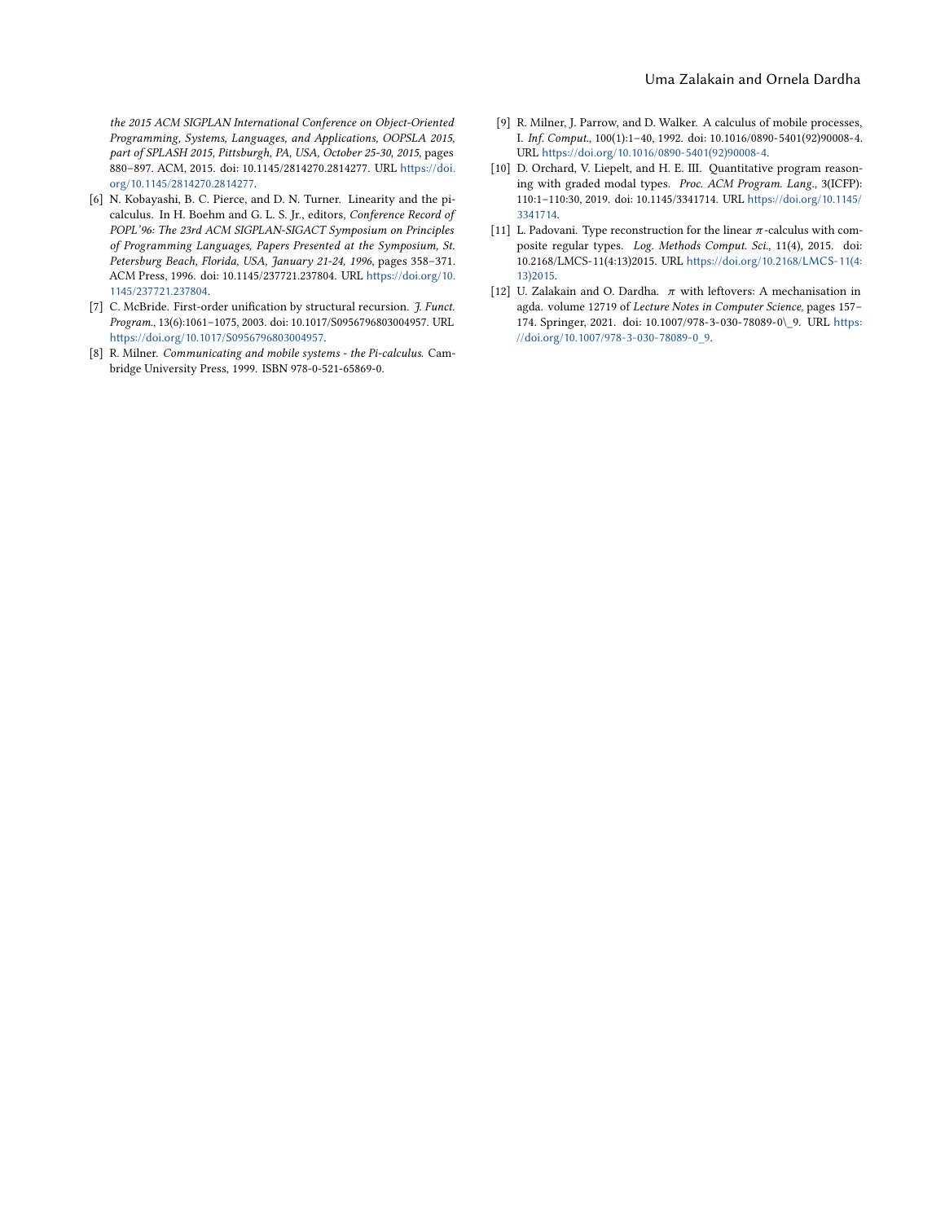the 2015 ACM SIGPLAN International Conference on Object-Oriented Programming, Systems, Languages, and Applications, OOPSLA 2015, part of SPLASH 2015, Pittsburgh, PA, USA, October 25-30, 2015*, pages 880–897. ACM, 2015. doi: 10.1145/2814270.2814277. URL https://doi.org/10.1145/2814270.2814277.

[6] N. Kobayashi, B. C. Pierce, and D. N. Turner. Linearity and the pi-calculus. In H. Boehm and G. L. S. Jr., editors, *Conference Record of POPL'96: The 23rd ACM SIGPLAN-SIGACT Symposium on Principles of Programming Languages, Papers Presented at the Symposium, St. Petersburg Beach, Florida, USA, January 21-24, 1996*, pages 358–371. ACM Press, 1996. doi: 10.1145/237721.237804. URL https://doi.org/10.1145/237721.237804.

[7] C. McBride. First-order unification by structural recursion. *J. Funct. Program.*, 13(6):1061–1075, 2003. doi: 10.1017/S0956796803004957. URL https://doi.org/10.1017/S0956796803004957.

[8] R. Milner. *Communicating and mobile systems - the Pi-calculus*. Cambridge University Press, 1999. ISBN 978-0-521-65869-0.

[9] R. Milner, J. Parrow, and D. Walker. A calculus of mobile processes, I. *Inf. Comput.*, 100(1):1–40, 1992. doi: 10.1016/0890-5401(92)90008-4. URL https://doi.org/10.1016/0890-5401(92)90008-4.

[10] D. Orchard, V. Liepelt, and H. E. III. Quantitative program reasoning with graded modal types. *Proc. ACM Program. Lang.*, 3(ICFP): 110:1–110:30, 2019. doi: 10.1145/3341714. URL https://doi.org/10.1145/3341714.

[11] L. Padovani. Type reconstruction for the linear $\pi$-calculus with composite regular types. *Log. Methods Comput. Sci.*, 11(4), 2015. doi: 10.2168/LMCS-11(4:13)2015. URL https://doi.org/10.2168/LMCS-11(4:13)2015.

[12] U. Zalakain and O. Dardha. $\pi$ with leftovers: A mechanisation in agda. volume 12719 of *Lecture Notes in Computer Science*, pages 157–174. Springer, 2021. doi: 10.1007/978-3-030-78089-0\_9. URL https://doi.org/10.1007/978-3-030-78089-0_9.